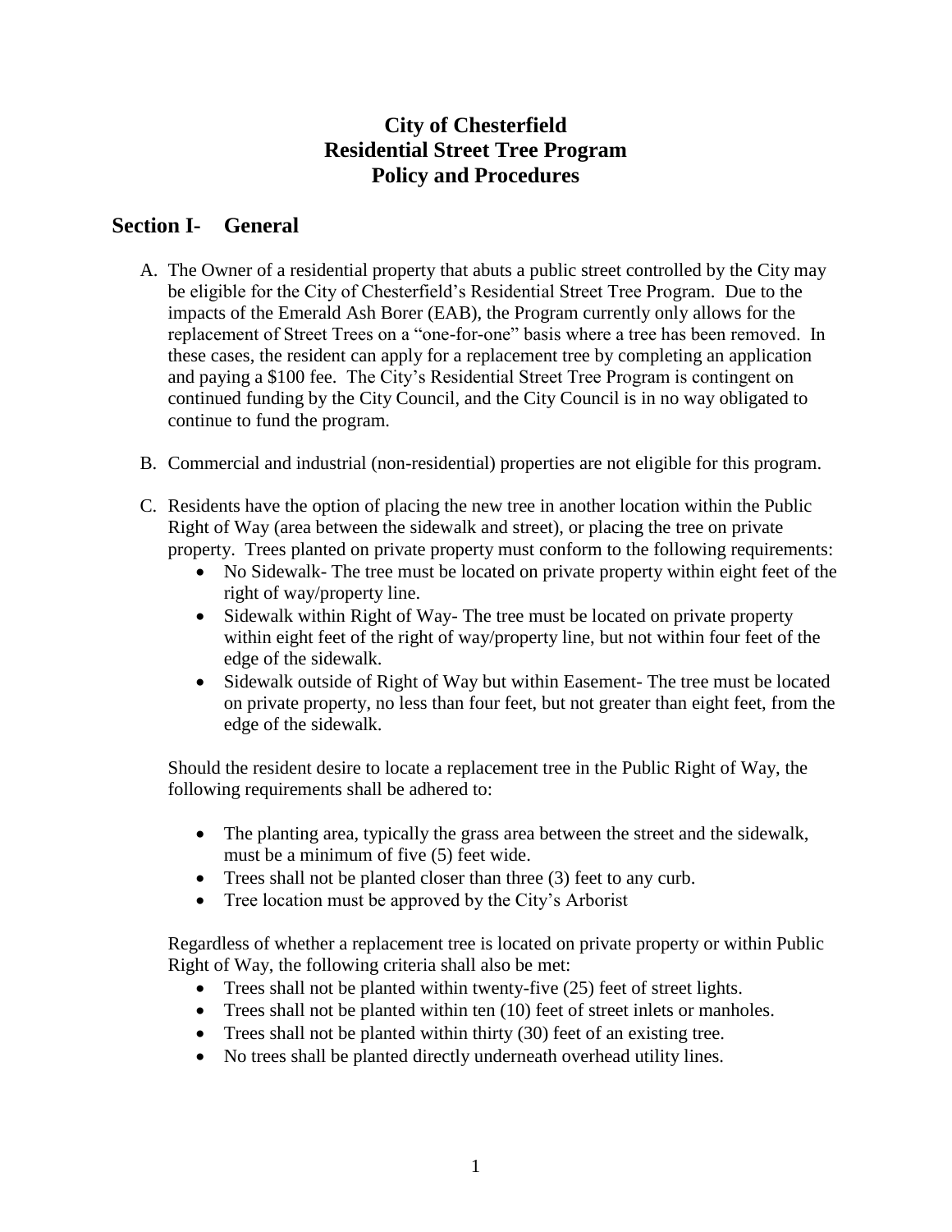# City of Chesterfield
# Residential Street Tree Program
# Policy and Procedures

## Section I- General

A. The Owner of a residential property that abuts a public street controlled by the City may be eligible for the City of Chesterfield's Residential Street Tree Program. Due to the impacts of the Emerald Ash Borer (EAB), the Program currently only allows for the replacement of Street Trees on a "one-for-one" basis where a tree has been removed. In these cases, the resident can apply for a replacement tree by completing an application and paying a $100 fee. The City's Residential Street Tree Program is contingent on continued funding by the City Council, and the City Council is in no way obligated to continue to fund the program.

B. Commercial and industrial (non-residential) properties are not eligible for this program.

C. Residents have the option of placing the new tree in another location within the Public Right of Way (area between the sidewalk and street), or placing the tree on private property. Trees planted on private property must conform to the following requirements:
   - No Sidewalk- The tree must be located on private property within eight feet of the right of way/property line.
   - Sidewalk within Right of Way- The tree must be located on private property within eight feet of the right of way/property line, but not within four feet of the edge of the sidewalk.
   - Sidewalk outside of Right of Way but within Easement- The tree must be located on private property, no less than four feet, but not greater than eight feet, from the edge of the sidewalk.

   Should the resident desire to locate a replacement tree in the Public Right of Way, the following requirements shall be adhered to:

   - The planting area, typically the grass area between the street and the sidewalk, must be a minimum of five (5) feet wide.
   - Trees shall not be planted closer than three (3) feet to any curb.
   - Tree location must be approved by the City's Arborist

   Regardless of whether a replacement tree is located on private property or within Public Right of Way, the following criteria shall also be met:
   - Trees shall not be planted within twenty-five (25) feet of street lights.
   - Trees shall not be planted within ten (10) feet of street inlets or manholes.
   - Trees shall not be planted within thirty (30) feet of an existing tree.
   - No trees shall be planted directly underneath overhead utility lines.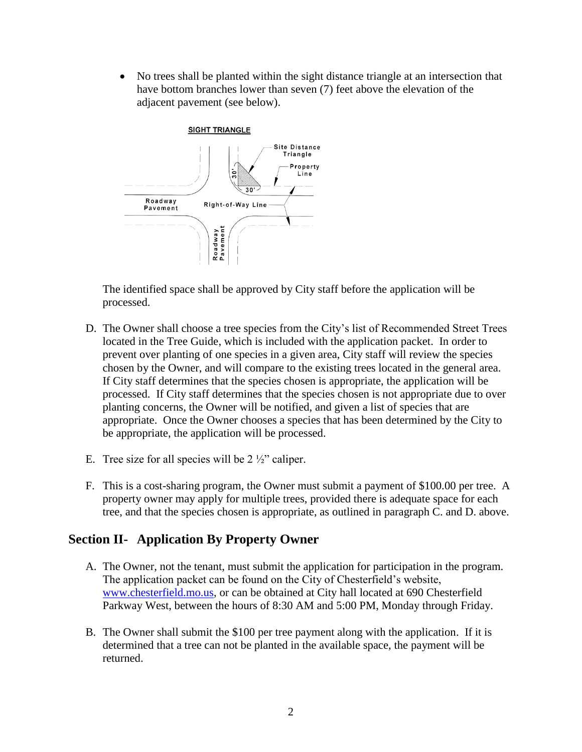- No trees shall be planted within the sight distance triangle at an intersection that have bottom branches lower than seven (7) feet above the elevation of the adjacent pavement (see below).

SIGHT TRIANGLE

Site Distance Triangle

Property Line

30'

30'

Roadway Pavement

Right-of-Way Line

Roadway Pavement

The identified space shall be approved by City staff before the application will be processed.

D. The Owner shall choose a tree species from the City's list of Recommended Street Trees located in the Tree Guide, which is included with the application packet. In order to prevent over planting of one species in a given area, City staff will review the species chosen by the Owner, and will compare to the existing trees located in the general area. If City staff determines that the species chosen is appropriate, the application will be processed. If City staff determines that the species chosen is not appropriate due to over planting concerns, the Owner will be notified, and given a list of species that are appropriate. Once the Owner chooses a species that has been determined by the City to be appropriate, the application will be processed.

E. Tree size for all species will be 2 ½" caliper.

F. This is a cost-sharing program, the Owner must submit a payment of $100.00 per tree. A property owner may apply for multiple trees, provided there is adequate space for each tree, and that the species chosen is appropriate, as outlined in paragraph C. and D. above.

## Section II- Application By Property Owner

A. The Owner, not the tenant, must submit the application for participation in the program. The application packet can be found on the City of Chesterfield's website, www.chesterfield.mo.us, or can be obtained at City hall located at 690 Chesterfield Parkway West, between the hours of 8:30 AM and 5:00 PM, Monday through Friday.

B. The Owner shall submit the $100 per tree payment along with the application. If it is determined that a tree can not be planted in the available space, the payment will be returned.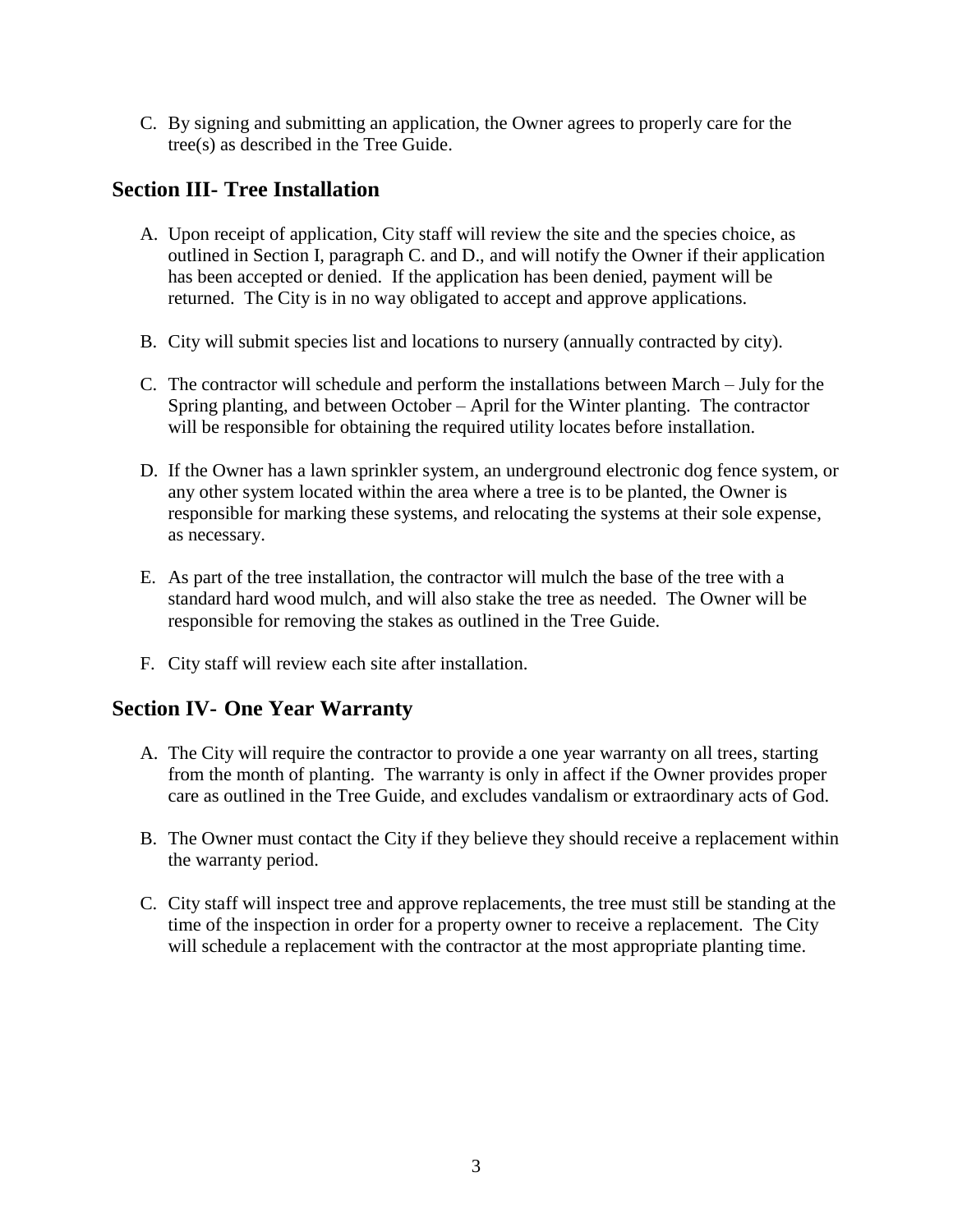C. By signing and submitting an application, the Owner agrees to properly care for the tree(s) as described in the Tree Guide.

## Section III- Tree Installation

A. Upon receipt of application, City staff will review the site and the species choice, as outlined in Section I, paragraph C. and D., and will notify the Owner if their application has been accepted or denied. If the application has been denied, payment will be returned. The City is in no way obligated to accept and approve applications.

B. City will submit species list and locations to nursery (annually contracted by city).

C. The contractor will schedule and perform the installations between March – July for the Spring planting, and between October – April for the Winter planting. The contractor will be responsible for obtaining the required utility locates before installation.

D. If the Owner has a lawn sprinkler system, an underground electronic dog fence system, or any other system located within the area where a tree is to be planted, the Owner is responsible for marking these systems, and relocating the systems at their sole expense, as necessary.

E. As part of the tree installation, the contractor will mulch the base of the tree with a standard hard wood mulch, and will also stake the tree as needed. The Owner will be responsible for removing the stakes as outlined in the Tree Guide.

F. City staff will review each site after installation.

## Section IV- One Year Warranty

A. The City will require the contractor to provide a one year warranty on all trees, starting from the month of planting. The warranty is only in affect if the Owner provides proper care as outlined in the Tree Guide, and excludes vandalism or extraordinary acts of God.

B. The Owner must contact the City if they believe they should receive a replacement within the warranty period.

C. City staff will inspect tree and approve replacements, the tree must still be standing at the time of the inspection in order for a property owner to receive a replacement. The City will schedule a replacement with the contractor at the most appropriate planting time.